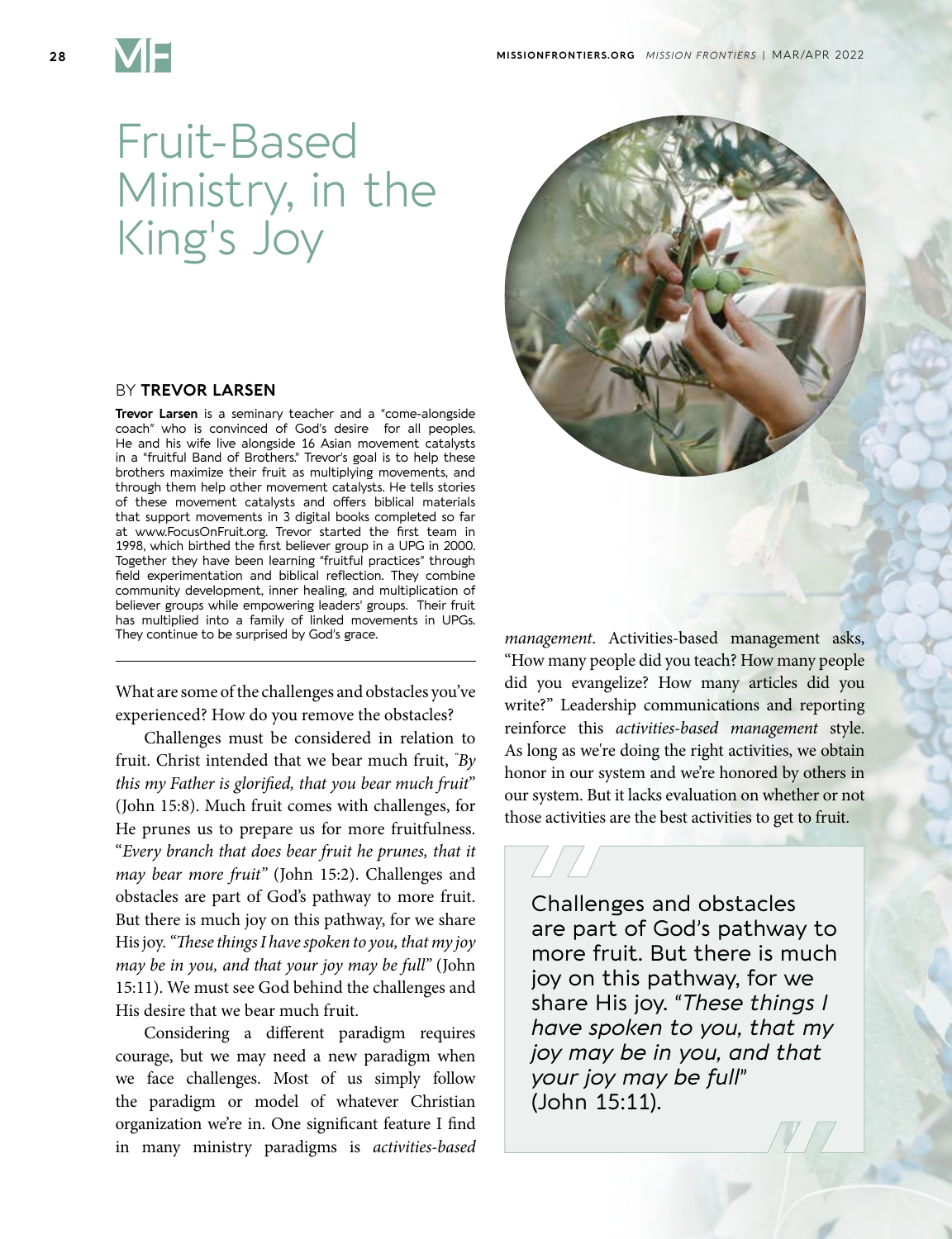# Fruit-Based Ministry, in the King's Joy

BY **TREVOR LARSEN**

**Trevor Larsen** is a seminary teacher and a "come-alongside coach" who is convinced of God's desire for all peoples. He and his wife live alongside 16 Asian movement catalysts in a "fruitful Band of Brothers." Trevor's goal is to help these brothers maximize their fruit as multiplying movements, and through them help other movement catalysts. He tells stories of these movement catalysts and offers biblical materials that support movements in 3 digital books completed so far at www.FocusOnFruit.org. Trevor started the first team in 1998, which birthed the first believer group in a UPG in 2000. Together they have been learning "fruitful practices" through field experimentation and biblical reflection. They combine community development, inner healing, and multiplication of believer groups while empowering leaders' groups. Their fruit has multiplied into a family of linked movements in UPGs. They continue to be surprised by God's grace.

---

What are some of the challenges and obstacles you've experienced? How do you remove the obstacles?

Challenges must be considered in relation to fruit. Christ intended that we bear much fruit, *"By this my Father is glorified, that you bear much fruit"* (John 15:8). Much fruit comes with challenges, for He prunes us to prepare us for more fruitfulness. "*Every branch that does bear fruit he prunes, that it may bear more fruit"* (John 15:2). Challenges and obstacles are part of God's pathway to more fruit. But there is much joy on this pathway, for we share His joy. *"These things I have spoken to you, that my joy may be in you, and that your joy may be full"* (John 15:11). We must see God behind the challenges and His desire that we bear much fruit.

Considering a different paradigm requires courage, but we may need a new paradigm when we face challenges. Most of us simply follow the paradigm or model of whatever Christian organization we're in. One significant feature I find in many ministry paradigms is *activities-based management*. Activities-based management asks, "How many people did you teach? How many people did you evangelize? How many articles did you write?" Leadership communications and reporting reinforce this *activities-based management* style. As long as we're doing the right activities, we obtain honor in our system and we're honored by others in our system. But it lacks evaluation on whether or not those activities are the best activities to get to fruit.

> Challenges and obstacles are part of God's pathway to more fruit. But there is much joy on this pathway, for we share His joy. "*These things I have spoken to you, that my joy may be in you, and that your joy may be full*" (John 15:11).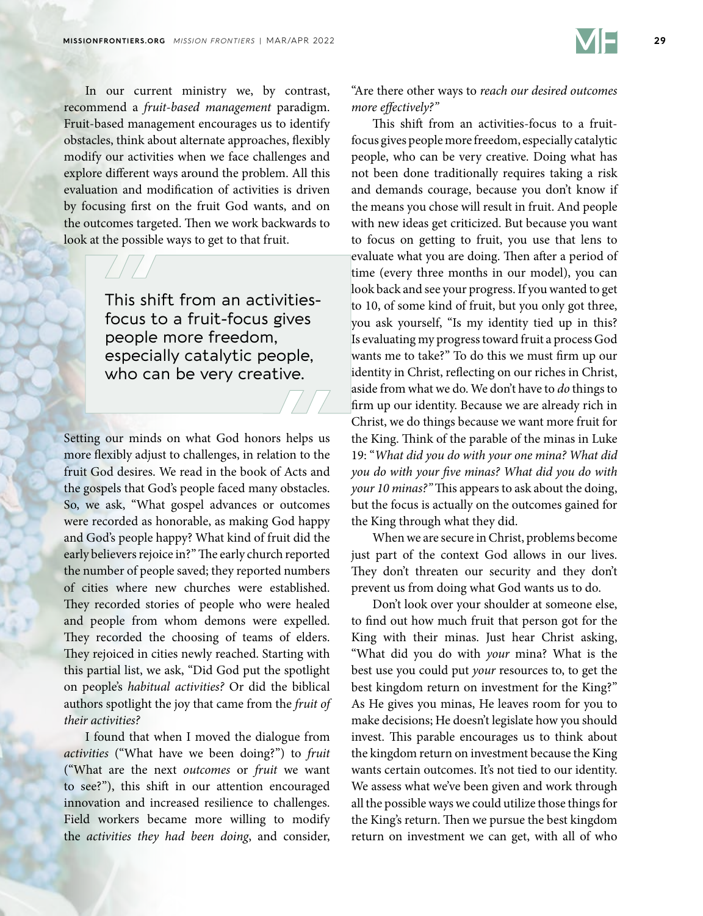In our current ministry we, by contrast, recommend a *fruit-based management* paradigm. Fruit-based management encourages us to identify obstacles, think about alternate approaches, flexibly modify our activities when we face challenges and explore different ways around the problem. All this evaluation and modification of activities is driven by focusing first on the fruit God wants, and on the outcomes targeted. Then we work backwards to look at the possible ways to get to that fruit.

> This shift from an activities-focus to a fruit-focus gives people more freedom, especially catalytic people, who can be very creative.

Setting our minds on what God honors helps us more flexibly adjust to challenges, in relation to the fruit God desires. We read in the book of Acts and the gospels that God's people faced many obstacles. So, we ask, "What gospel advances or outcomes were recorded as honorable, as making God happy and God's people happy? What kind of fruit did the early believers rejoice in?" The early church reported the number of people saved; they reported numbers of cities where new churches were established. They recorded stories of people who were healed and people from whom demons were expelled. They recorded the choosing of teams of elders. They rejoiced in cities newly reached. Starting with this partial list, we ask, "Did God put the spotlight on people's *habitual activities?* Or did the biblical authors spotlight the joy that came from the *fruit of their activities?*

I found that when I moved the dialogue from *activities* ("What have we been doing?") to *fruit* ("What are the next *outcomes* or *fruit* we want to see?"), this shift in our attention encouraged innovation and increased resilience to challenges. Field workers became more willing to modify the *activities they had been doing*, and consider, "Are there other ways to *reach our desired outcomes more effectively?"*

This shift from an activities-focus to a fruit-focus gives people more freedom, especially catalytic people, who can be very creative. Doing what has not been done traditionally requires taking a risk and demands courage, because you don't know if the means you chose will result in fruit. And people with new ideas get criticized. But because you want to focus on getting to fruit, you use that lens to evaluate what you are doing. Then after a period of time (every three months in our model), you can look back and see your progress. If you wanted to get to 10, of some kind of fruit, but you only got three, you ask yourself, "Is my identity tied up in this? Is evaluating my progress toward fruit a process God wants me to take?" To do this we must firm up our identity in Christ, reflecting on our riches in Christ, aside from what we do. We don't have to *do* things to firm up our identity. Because we are already rich in Christ, we do things because we want more fruit for the King. Think of the parable of the minas in Luke 19: "*What did you do with your one mina? What did you do with your five minas? What did you do with your 10 minas?"* This appears to ask about the doing, but the focus is actually on the outcomes gained for the King through what they did.

When we are secure in Christ, problems become just part of the context God allows in our lives. They don't threaten our security and they don't prevent us from doing what God wants us to do.

Don't look over your shoulder at someone else, to find out how much fruit that person got for the King with their minas. Just hear Christ asking, "What did you do with *your* mina? What is the best use you could put *your* resources to, to get the best kingdom return on investment for the King?" As He gives you minas, He leaves room for you to make decisions; He doesn't legislate how you should invest. This parable encourages us to think about the kingdom return on investment because the King wants certain outcomes. It's not tied to our identity. We assess what we've been given and work through all the possible ways we could utilize those things for the King's return. Then we pursue the best kingdom return on investment we can get, with all of who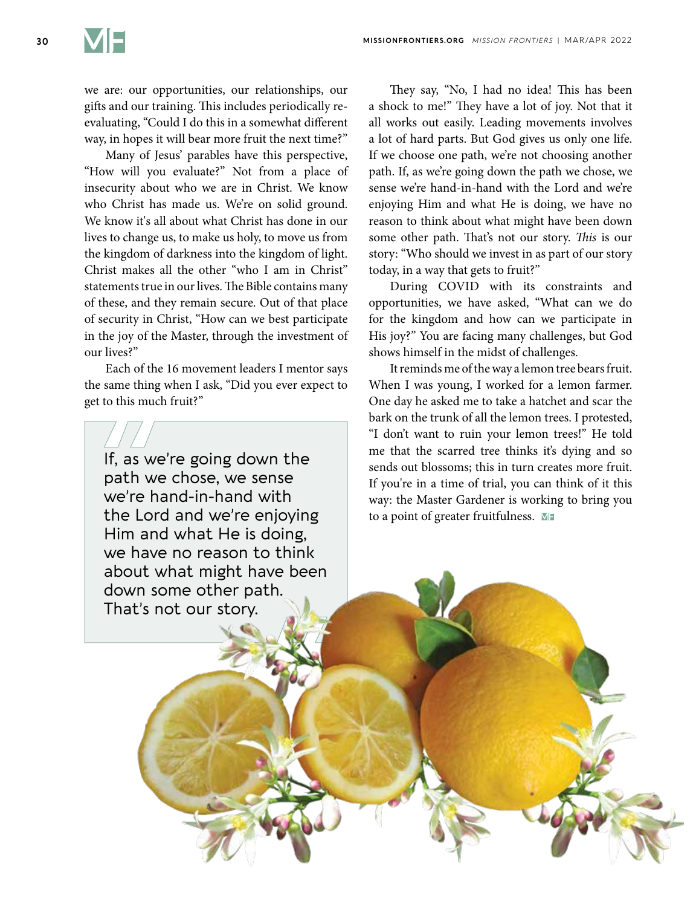we are: our opportunities, our relationships, our gifts and our training. This includes periodically re-evaluating, "Could I do this in a somewhat different way, in hopes it will bear more fruit the next time?"

Many of Jesus' parables have this perspective, "How will you evaluate?" Not from a place of insecurity about who we are in Christ. We know who Christ has made us. We're on solid ground. We know it's all about what Christ has done in our lives to change us, to make us holy, to move us from the kingdom of darkness into the kingdom of light. Christ makes all the other "who I am in Christ" statements true in our lives. The Bible contains many of these, and they remain secure. Out of that place of security in Christ, "How can we best participate in the joy of the Master, through the investment of our lives?"

Each of the 16 movement leaders I mentor says the same thing when I ask, "Did you ever expect to get to this much fruit?"

> If, as we're going down the path we chose, we sense we're hand-in-hand with the Lord and we're enjoying Him and what He is doing, we have no reason to think about what might have been down some other path. That's not our story.

They say, "No, I had no idea! This has been a shock to me!" They have a lot of joy. Not that it all works out easily. Leading movements involves a lot of hard parts. But God gives us only one life. If we choose one path, we're not choosing another path. If, as we're going down the path we chose, we sense we're hand-in-hand with the Lord and we're enjoying Him and what He is doing, we have no reason to think about what might have been down some other path. That's not our story. *This* is our story: "Who should we invest in as part of our story today, in a way that gets to fruit?"

During COVID with its constraints and opportunities, we have asked, "What can we do for the kingdom and how can we participate in His joy?" You are facing many challenges, but God shows himself in the midst of challenges.

It reminds me of the way a lemon tree bears fruit. When I was young, I worked for a lemon farmer. One day he asked me to take a hatchet and scar the bark on the trunk of all the lemon trees. I protested, "I don't want to ruin your lemon trees!" He told me that the scarred tree thinks it's dying and so sends out blossoms; this in turn creates more fruit. If you're in a time of trial, you can think of it this way: the Master Gardener is working to bring you to a point of greater fruitfulness.